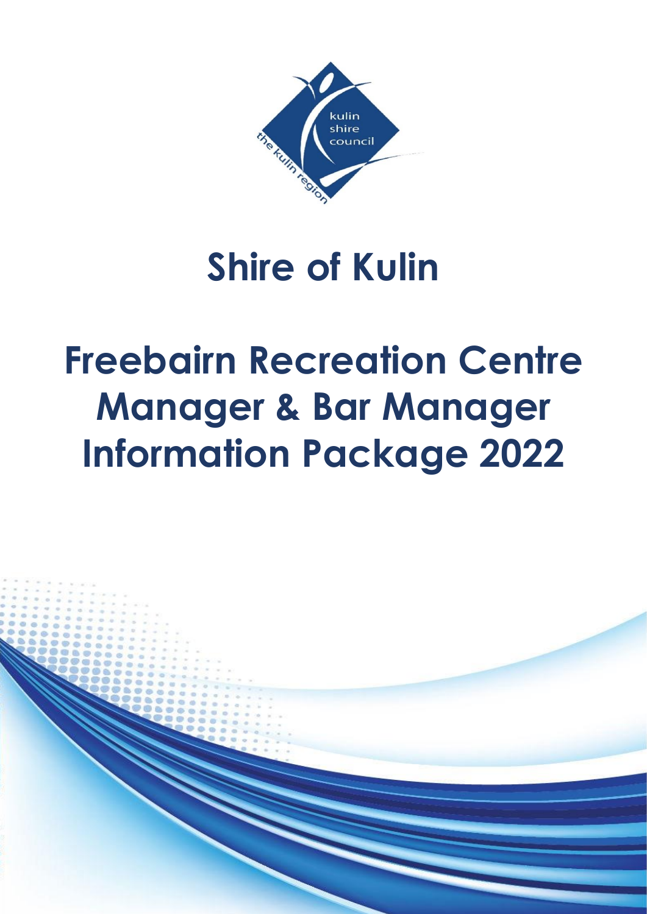# Shire of Kulin

# Freebairn Recreation Centre Manager & Bar Manager Information Package 2022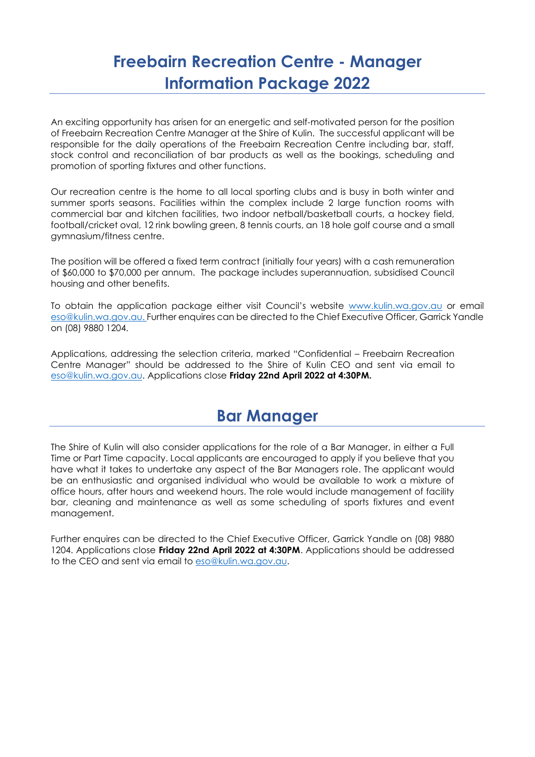# Freebairn Recreation Centre - Manager Information Package 2022

An exciting opportunity has arisen for an energetic and self-motivated person for the position of Freebairn Recreation Centre Manager at the Shire of Kulin. The successful applicant will be responsible for the daily operations of the Freebairn Recreation Centre including bar, staff, stock control and reconciliation of bar products as well as the bookings, scheduling and promotion of sporting fixtures and other functions.

Our recreation centre is the home to all local sporting clubs and is busy in both winter and summer sports seasons. Facilities within the complex include 2 large function rooms with commercial bar and kitchen facilities, two indoor netball/basketball courts, a hockey field, football/cricket oval, 12 rink bowling green, 8 tennis courts, an 18 hole golf course and a small gymnasium/fitness centre.

The position will be offered a fixed term contract (initially four years) with a cash remuneration of $60,000 to $70,000 per annum. The package includes superannuation, subsidised Council housing and other benefits.

To obtain the application package either visit Council's website www.kulin.wa.gov.au or email eso@kulin.wa.gov.au. Further enquires can be directed to the Chief Executive Officer, Garrick Yandle on (08) 9880 1204.

Applications, addressing the selection criteria, marked "Confidential – Freebairn Recreation Centre Manager" should be addressed to the Shire of Kulin CEO and sent via email to eso@kulin.wa.gov.au. Applications close **Friday 22nd April 2022 at 4:30PM.**

## Bar Manager

The Shire of Kulin will also consider applications for the role of a Bar Manager, in either a Full Time or Part Time capacity. Local applicants are encouraged to apply if you believe that you have what it takes to undertake any aspect of the Bar Managers role. The applicant would be an enthusiastic and organised individual who would be available to work a mixture of office hours, after hours and weekend hours. The role would include management of facility bar, cleaning and maintenance as well as some scheduling of sports fixtures and event management.

Further enquires can be directed to the Chief Executive Officer, Garrick Yandle on (08) 9880 1204. Applications close **Friday 22nd April 2022 at 4:30PM**. Applications should be addressed to the CEO and sent via email to eso@kulin.wa.gov.au.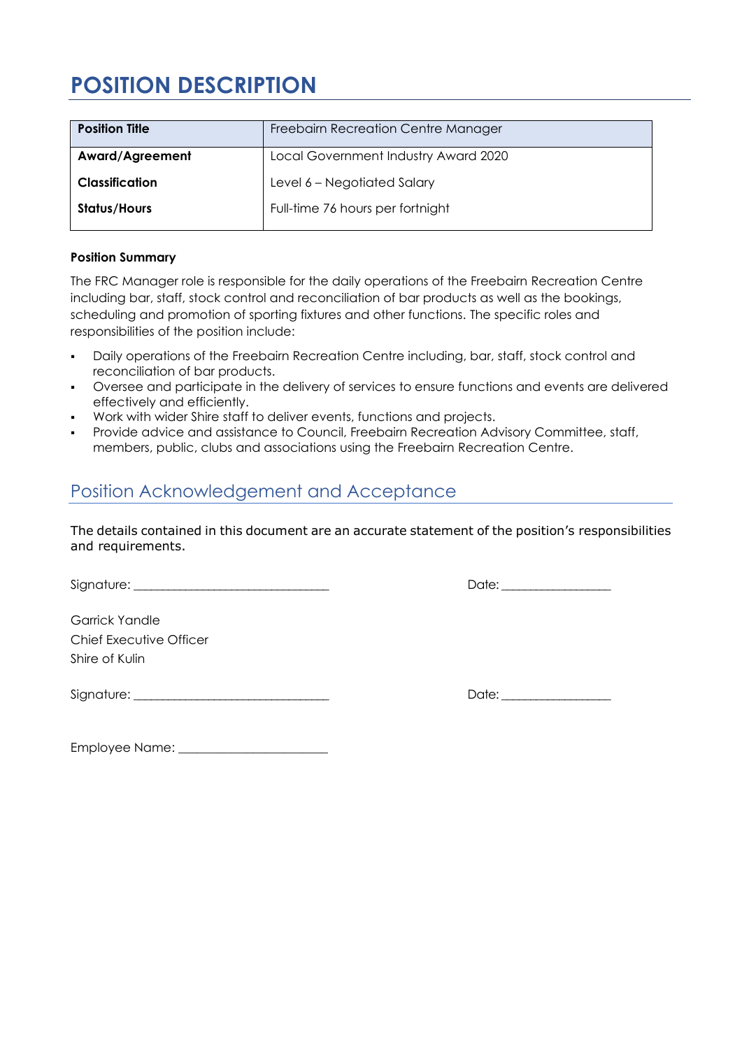# POSITION DESCRIPTION

| **Position Title** | Freebairn Recreation Centre Manager |
|---|---|
| **Award/Agreement** | Local Government Industry Award 2020 |
| **Classification** | Level 6 – Negotiated Salary |
| **Status/Hours** | Full-time 76 hours per fortnight |

**Position Summary**

The FRC Manager role is responsible for the daily operations of the Freebairn Recreation Centre including bar, staff, stock control and reconciliation of bar products as well as the bookings, scheduling and promotion of sporting fixtures and other functions. The specific roles and responsibilities of the position include:

- Daily operations of the Freebairn Recreation Centre including, bar, staff, stock control and reconciliation of bar products.
- Oversee and participate in the delivery of services to ensure functions and events are delivered effectively and efficiently.
- Work with wider Shire staff to deliver events, functions and projects.
- Provide advice and assistance to Council, Freebairn Recreation Advisory Committee, staff, members, public, clubs and associations using the Freebairn Recreation Centre.

## Position Acknowledgement and Acceptance

The details contained in this document are an accurate statement of the position's responsibilities and requirements.

Signature: ______________________________ Date: _________________

Garrick Yandle
Chief Executive Officer
Shire of Kulin

Signature: ______________________________ Date: _________________

Employee Name: _______________________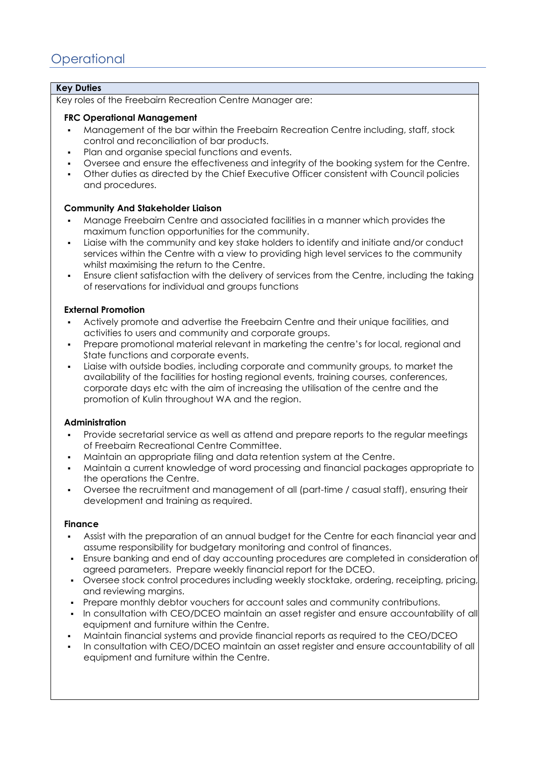# Operational

**Key Duties**

Key roles of the Freebairn Recreation Centre Manager are:

**FRC Operational Management**

- Management of the bar within the Freebairn Recreation Centre including, staff, stock control and reconciliation of bar products.
- Plan and organise special functions and events.
- Oversee and ensure the effectiveness and integrity of the booking system for the Centre.
- Other duties as directed by the Chief Executive Officer consistent with Council policies and procedures.

**Community And Stakeholder Liaison**

- Manage Freebairn Centre and associated facilities in a manner which provides the maximum function opportunities for the community.
- Liaise with the community and key stake holders to identify and initiate and/or conduct services within the Centre with a view to providing high level services to the community whilst maximising the return to the Centre.
- Ensure client satisfaction with the delivery of services from the Centre, including the taking of reservations for individual and groups functions

**External Promotion**

- Actively promote and advertise the Freebairn Centre and their unique facilities, and activities to users and community and corporate groups.
- Prepare promotional material relevant in marketing the centre's for local, regional and State functions and corporate events.
- Liaise with outside bodies, including corporate and community groups, to market the availability of the facilities for hosting regional events, training courses, conferences, corporate days etc with the aim of increasing the utilisation of the centre and the promotion of Kulin throughout WA and the region.

**Administration**

- Provide secretarial service as well as attend and prepare reports to the regular meetings of Freebairn Recreational Centre Committee.
- Maintain an appropriate filing and data retention system at the Centre.
- Maintain a current knowledge of word processing and financial packages appropriate to the operations the Centre.
- Oversee the recruitment and management of all (part-time / casual staff), ensuring their development and training as required.

**Finance**

- Assist with the preparation of an annual budget for the Centre for each financial year and assume responsibility for budgetary monitoring and control of finances.
- Ensure banking and end of day accounting procedures are completed in consideration of agreed parameters. Prepare weekly financial report for the DCEO.
- Oversee stock control procedures including weekly stocktake, ordering, receipting, pricing, and reviewing margins.
- Prepare monthly debtor vouchers for account sales and community contributions.
- In consultation with CEO/DCEO maintain an asset register and ensure accountability of all equipment and furniture within the Centre.
- Maintain financial systems and provide financial reports as required to the CEO/DCEO
- In consultation with CEO/DCEO maintain an asset register and ensure accountability of all equipment and furniture within the Centre.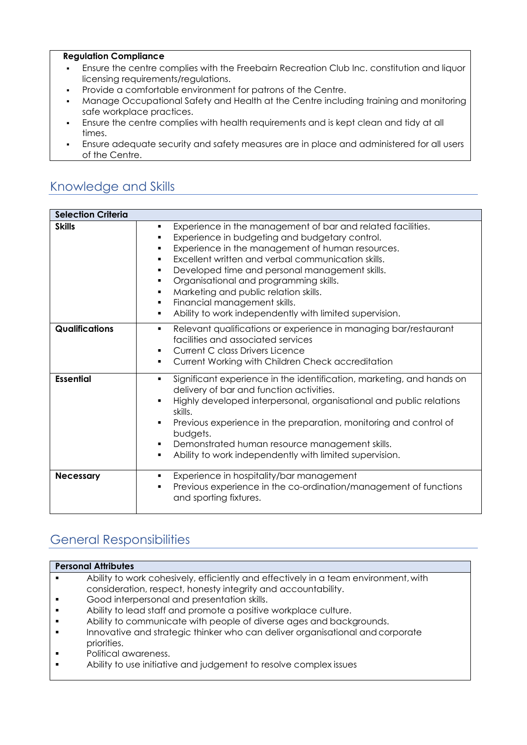| **Regulation Compliance** |
| --- |
| ▪ Ensure the centre complies with the Freebairn Recreation Club Inc. constitution and liquor licensing requirements/regulations.<br>▪ Provide a comfortable environment for patrons of the Centre.<br>▪ Manage Occupational Safety and Health at the Centre including training and monitoring safe workplace practices.<br>▪ Ensure the centre complies with health requirements and is kept clean and tidy at all times.<br>▪ Ensure adequate security and safety measures are in place and administered for all users of the Centre. |

## Knowledge and Skills

| **Selection Criteria** | |
| --- | --- |
| **Skills** | ▪ Experience in the management of bar and related facilities.<br>▪ Experience in budgeting and budgetary control.<br>▪ Experience in the management of human resources.<br>▪ Excellent written and verbal communication skills.<br>▪ Developed time and personal management skills.<br>▪ Organisational and programming skills.<br>▪ Marketing and public relation skills.<br>▪ Financial management skills.<br>▪ Ability to work independently with limited supervision. |
| **Qualifications** | ▪ Relevant qualifications or experience in managing bar/restaurant facilities and associated services<br>▪ Current C class Drivers Licence<br>▪ Current Working with Children Check accreditation |
| **Essential** | ▪ Significant experience in the identification, marketing, and hands on delivery of bar and function activities.<br>▪ Highly developed interpersonal, organisational and public relations skills.<br>▪ Previous experience in the preparation, monitoring and control of budgets.<br>▪ Demonstrated human resource management skills.<br>▪ Ability to work independently with limited supervision. |
| **Necessary** | ▪ Experience in hospitality/bar management<br>▪ Previous experience in the co-ordination/management of functions and sporting fixtures. |

## General Responsibilities

| **Personal Attributes** |
| --- |
| ▪ Ability to work cohesively, efficiently and effectively in a team environment, with consideration, respect, honesty integrity and accountability.<br>▪ Good interpersonal and presentation skills.<br>▪ Ability to lead staff and promote a positive workplace culture.<br>▪ Ability to communicate with people of diverse ages and backgrounds.<br>▪ Innovative and strategic thinker who can deliver organisational and corporate priorities.<br>▪ Political awareness.<br>▪ Ability to use initiative and judgement to resolve complex issues |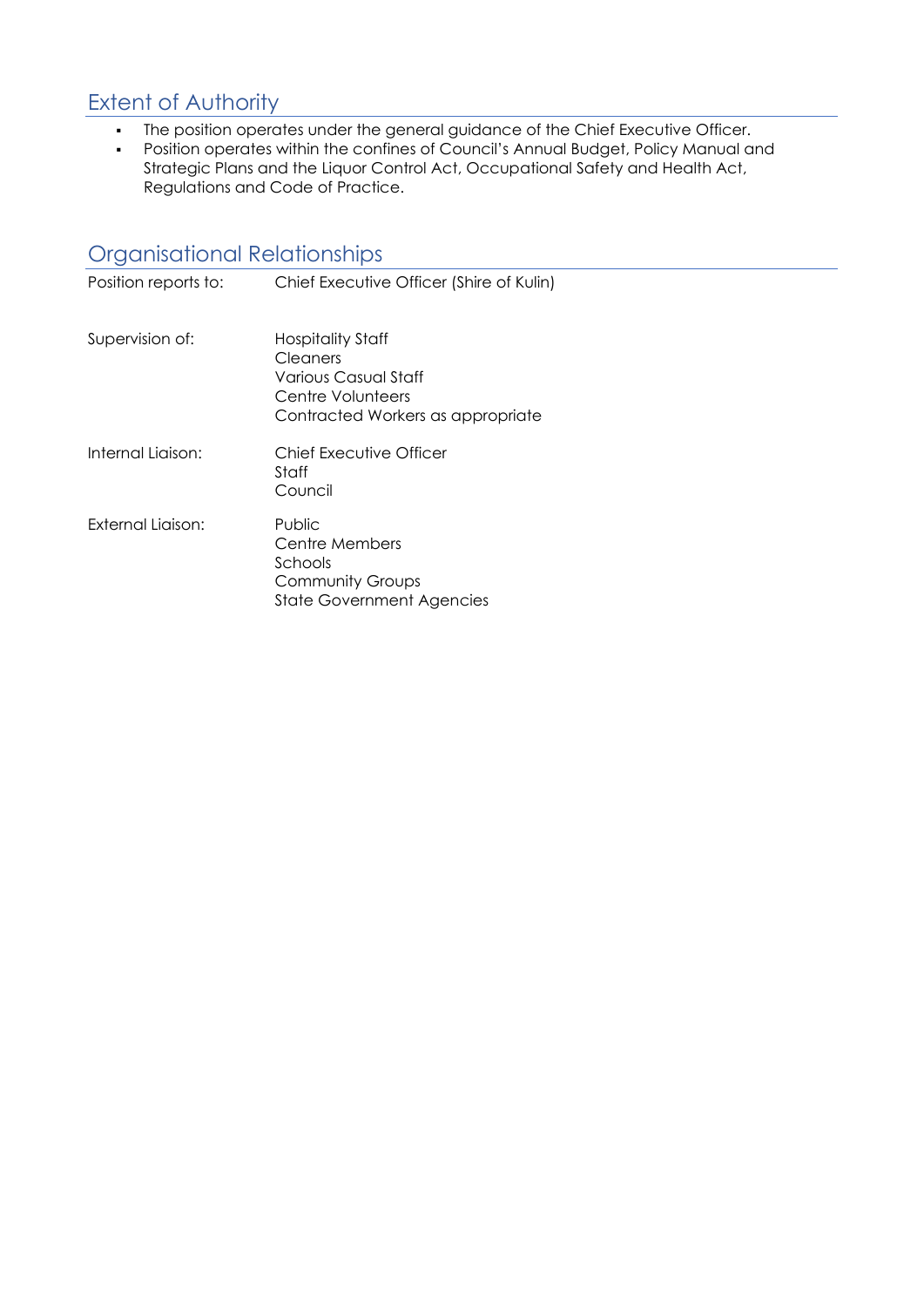## Extent of Authority

- The position operates under the general guidance of the Chief Executive Officer.
- Position operates within the confines of Council's Annual Budget, Policy Manual and Strategic Plans and the Liquor Control Act, Occupational Safety and Health Act, Regulations and Code of Practice.

## Organisational Relationships

| | |
|---|---|
| Position reports to: | Chief Executive Officer (Shire of Kulin) |
| Supervision of: | Hospitality Staff<br>Cleaners<br>Various Casual Staff<br>Centre Volunteers<br>Contracted Workers as appropriate |
| Internal Liaison: | Chief Executive Officer<br>Staff<br>Council |
| External Liaison: | Public<br>Centre Members<br>Schools<br>Community Groups<br>State Government Agencies |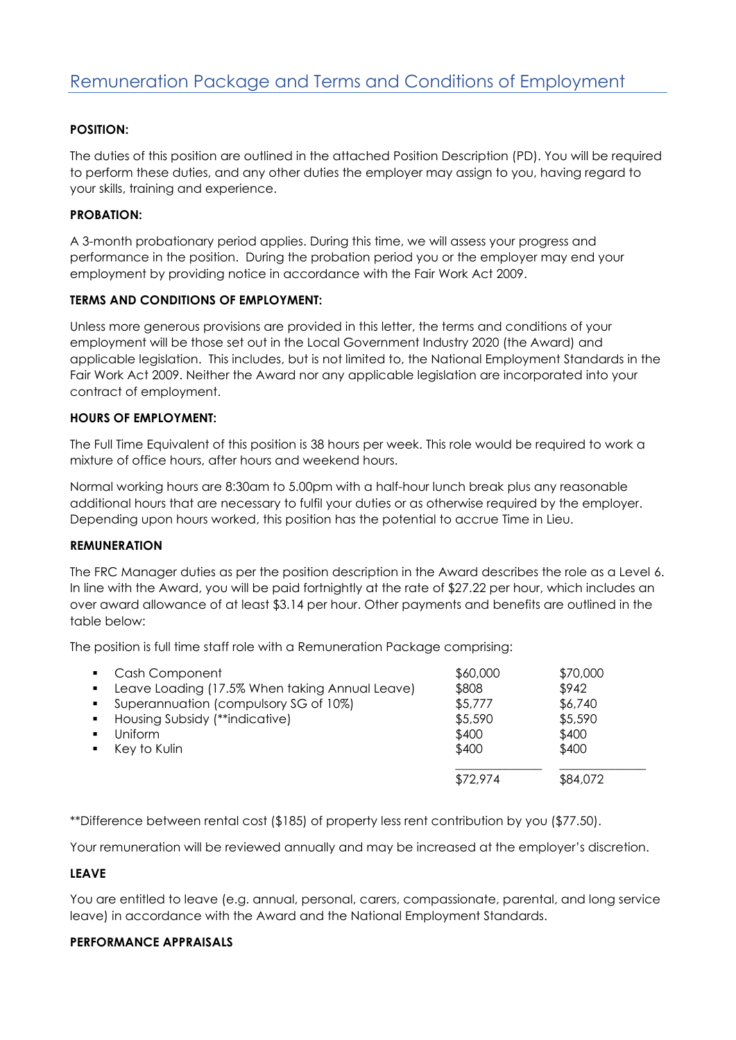# Remuneration Package and Terms and Conditions of Employment

**POSITION:**

The duties of this position are outlined in the attached Position Description (PD). You will be required to perform these duties, and any other duties the employer may assign to you, having regard to your skills, training and experience.

**PROBATION:**

A 3-month probationary period applies. During this time, we will assess your progress and performance in the position. During the probation period you or the employer may end your employment by providing notice in accordance with the Fair Work Act 2009.

**TERMS AND CONDITIONS OF EMPLOYMENT:**

Unless more generous provisions are provided in this letter, the terms and conditions of your employment will be those set out in the Local Government Industry 2020 (the Award) and applicable legislation. This includes, but is not limited to, the National Employment Standards in the Fair Work Act 2009. Neither the Award nor any applicable legislation are incorporated into your contract of employment.

**HOURS OF EMPLOYMENT:**

The Full Time Equivalent of this position is 38 hours per week. This role would be required to work a mixture of office hours, after hours and weekend hours.

Normal working hours are 8:30am to 5.00pm with a half-hour lunch break plus any reasonable additional hours that are necessary to fulfil your duties or as otherwise required by the employer. Depending upon hours worked, this position has the potential to accrue Time in Lieu.

**REMUNERATION**

The FRC Manager duties as per the position description in the Award describes the role as a Level 6. In line with the Award, you will be paid fortnightly at the rate of $27.22 per hour, which includes an over award allowance of at least $3.14 per hour. Other payments and benefits are outlined in the table below:

The position is full time staff role with a Remuneration Package comprising:

| Component | | |
|---|---|---|
| ▪ Cash Component | $60,000 | $70,000 |
| ▪ Leave Loading (17.5% When taking Annual Leave) | $808 | $942 |
| ▪ Superannuation (compulsory SG of 10%) | $5,777 | $6,740 |
| ▪ Housing Subsidy (**indicative) | $5,590 | $5,590 |
| ▪ Uniform | $400 | $400 |
| ▪ Key to Kulin | $400 | $400 |
| | $72,974 | $84,072 |

**Difference between rental cost ($185) of property less rent contribution by you ($77.50).

Your remuneration will be reviewed annually and may be increased at the employer's discretion.

**LEAVE**

You are entitled to leave (e.g. annual, personal, carers, compassionate, parental, and long service leave) in accordance with the Award and the National Employment Standards.

**PERFORMANCE APPRAISALS**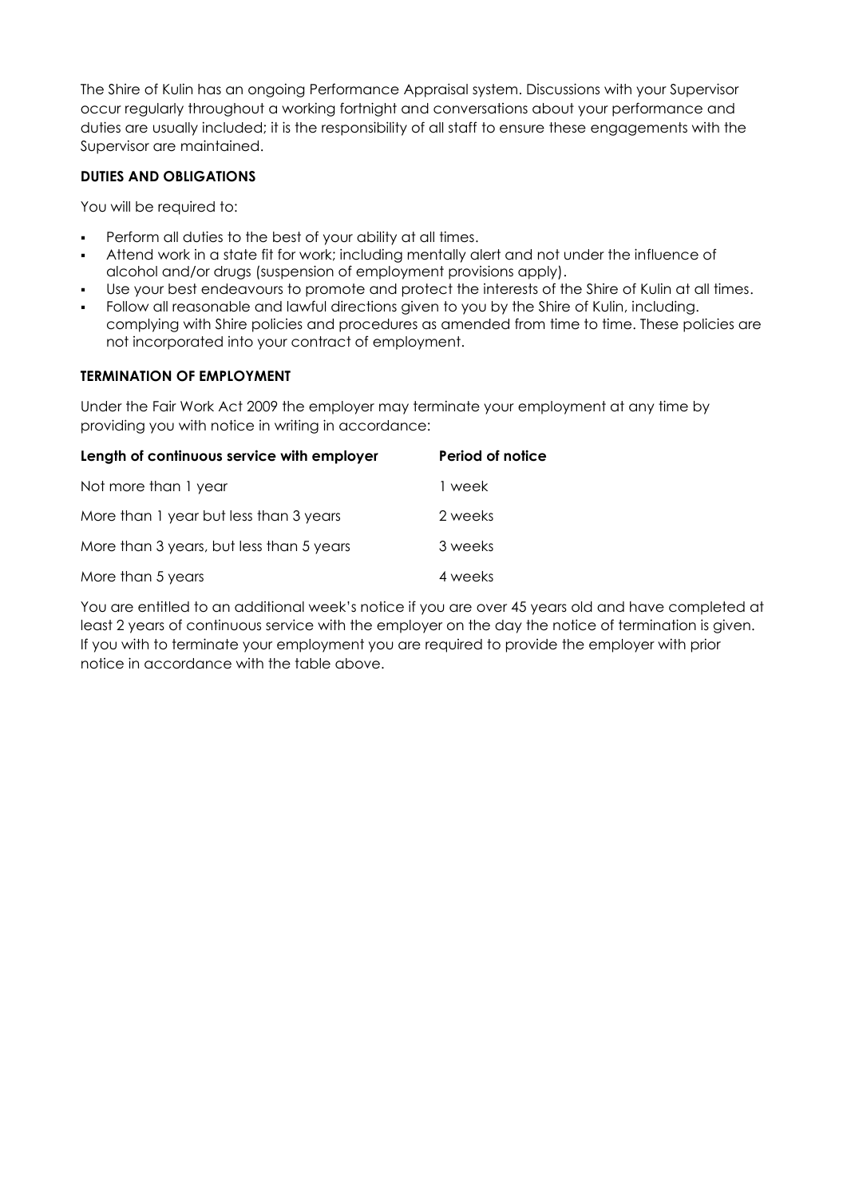The Shire of Kulin has an ongoing Performance Appraisal system. Discussions with your Supervisor occur regularly throughout a working fortnight and conversations about your performance and duties are usually included; it is the responsibility of all staff to ensure these engagements with the Supervisor are maintained.

**DUTIES AND OBLIGATIONS**

You will be required to:

- Perform all duties to the best of your ability at all times.
- Attend work in a state fit for work; including mentally alert and not under the influence of alcohol and/or drugs (suspension of employment provisions apply).
- Use your best endeavours to promote and protect the interests of the Shire of Kulin at all times.
- Follow all reasonable and lawful directions given to you by the Shire of Kulin, including. complying with Shire policies and procedures as amended from time to time. These policies are not incorporated into your contract of employment.

**TERMINATION OF EMPLOYMENT**

Under the Fair Work Act 2009 the employer may terminate your employment at any time by providing you with notice in writing in accordance:

| Length of continuous service with employer | Period of notice |
|---|---|
| Not more than 1 year | 1 week |
| More than 1 year but less than 3 years | 2 weeks |
| More than 3 years, but less than 5 years | 3 weeks |
| More than 5 years | 4 weeks |

You are entitled to an additional week's notice if you are over 45 years old and have completed at least 2 years of continuous service with the employer on the day the notice of termination is given. If you with to terminate your employment you are required to provide the employer with prior notice in accordance with the table above.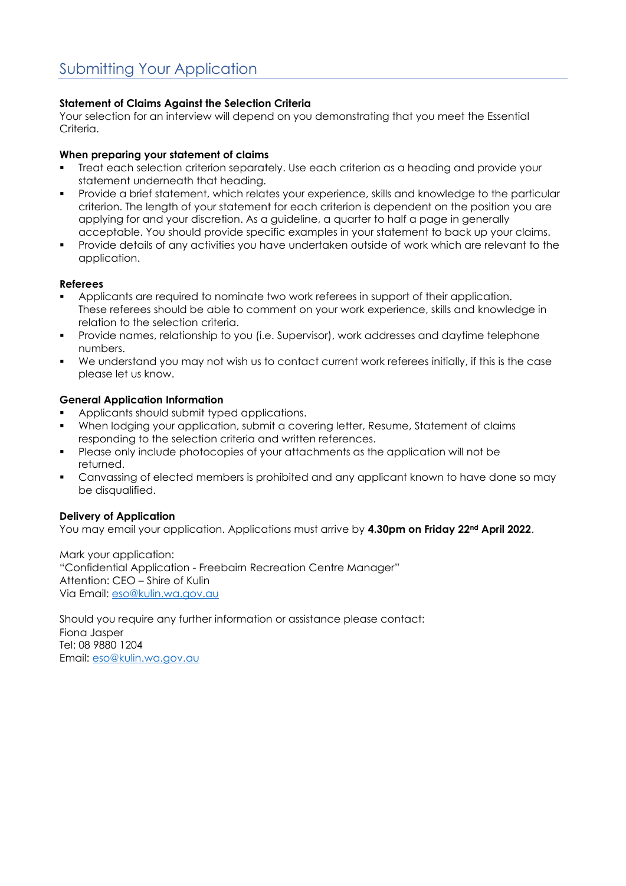# Submitting Your Application

**Statement of Claims Against the Selection Criteria**
Your selection for an interview will depend on you demonstrating that you meet the Essential Criteria.

**When preparing your statement of claims**

- Treat each selection criterion separately. Use each criterion as a heading and provide your statement underneath that heading.
- Provide a brief statement, which relates your experience, skills and knowledge to the particular criterion. The length of your statement for each criterion is dependent on the position you are applying for and your discretion. As a guideline, a quarter to half a page in generally acceptable. You should provide specific examples in your statement to back up your claims.
- Provide details of any activities you have undertaken outside of work which are relevant to the application.

**Referees**

- Applicants are required to nominate two work referees in support of their application. These referees should be able to comment on your work experience, skills and knowledge in relation to the selection criteria.
- Provide names, relationship to you (i.e. Supervisor), work addresses and daytime telephone numbers.
- We understand you may not wish us to contact current work referees initially, if this is the case please let us know.

**General Application Information**

- Applicants should submit typed applications.
- When lodging your application, submit a covering letter, Resume, Statement of claims responding to the selection criteria and written references.
- Please only include photocopies of your attachments as the application will not be returned.
- Canvassing of elected members is prohibited and any applicant known to have done so may be disqualified.

**Delivery of Application**
You may email your application. Applications must arrive by **4.30pm on Friday 22nd April 2022**.

Mark your application:
"Confidential Application - Freebairn Recreation Centre Manager"
Attention: CEO – Shire of Kulin
Via Email: eso@kulin.wa.gov.au

Should you require any further information or assistance please contact:
Fiona Jasper
Tel: 08 9880 1204
Email: eso@kulin.wa.gov.au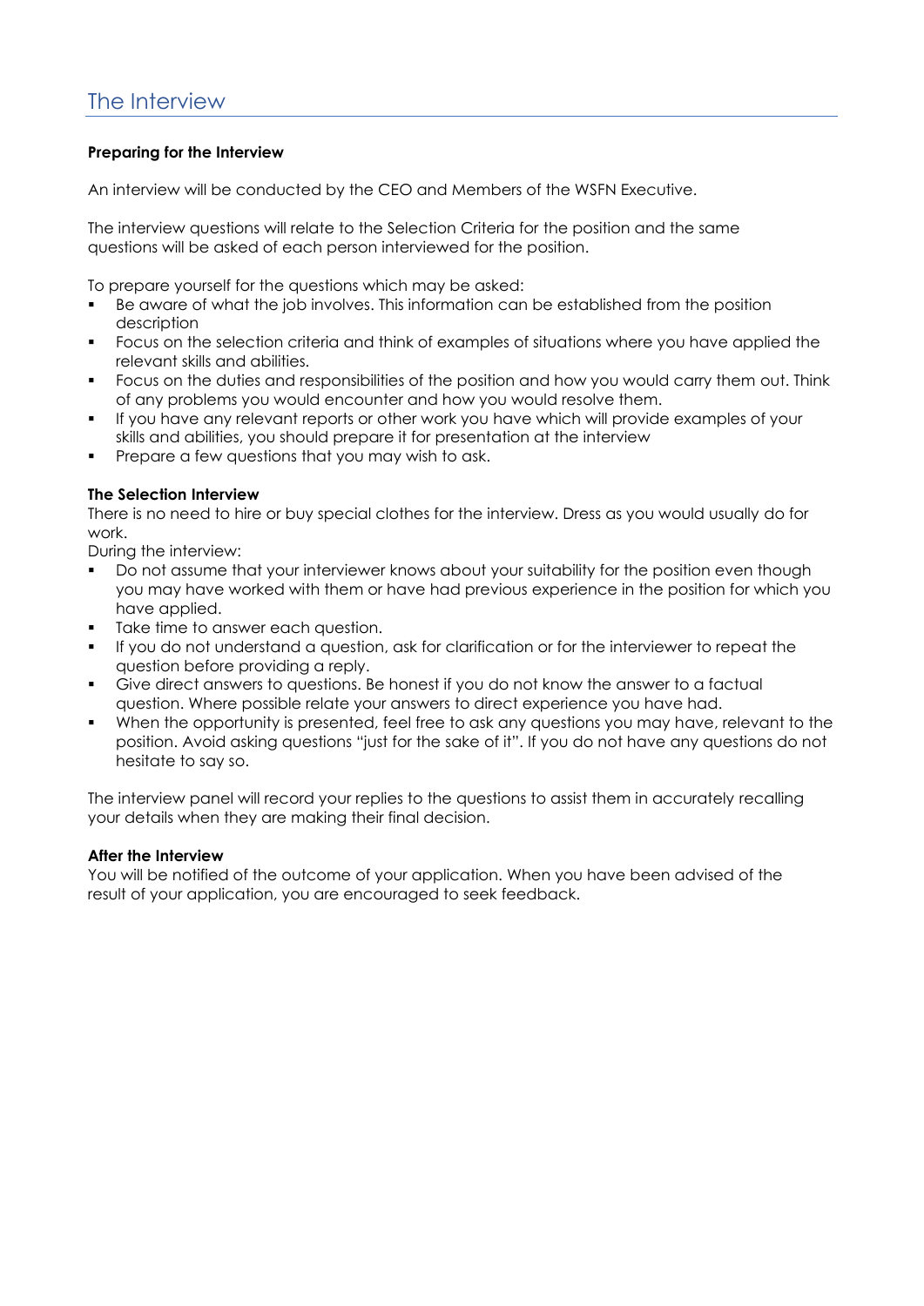# The Interview

**Preparing for the Interview**

An interview will be conducted by the CEO and Members of the WSFN Executive.

The interview questions will relate to the Selection Criteria for the position and the same questions will be asked of each person interviewed for the position.

To prepare yourself for the questions which may be asked:

- Be aware of what the job involves. This information can be established from the position description
- Focus on the selection criteria and think of examples of situations where you have applied the relevant skills and abilities.
- Focus on the duties and responsibilities of the position and how you would carry them out. Think of any problems you would encounter and how you would resolve them.
- If you have any relevant reports or other work you have which will provide examples of your skills and abilities, you should prepare it for presentation at the interview
- Prepare a few questions that you may wish to ask.

**The Selection Interview**

There is no need to hire or buy special clothes for the interview. Dress as you would usually do for work.

During the interview:

- Do not assume that your interviewer knows about your suitability for the position even though you may have worked with them or have had previous experience in the position for which you have applied.
- Take time to answer each question.
- If you do not understand a question, ask for clarification or for the interviewer to repeat the question before providing a reply.
- Give direct answers to questions. Be honest if you do not know the answer to a factual question. Where possible relate your answers to direct experience you have had.
- When the opportunity is presented, feel free to ask any questions you may have, relevant to the position. Avoid asking questions "just for the sake of it". If you do not have any questions do not hesitate to say so.

The interview panel will record your replies to the questions to assist them in accurately recalling your details when they are making their final decision.

**After the Interview**

You will be notified of the outcome of your application. When you have been advised of the result of your application, you are encouraged to seek feedback.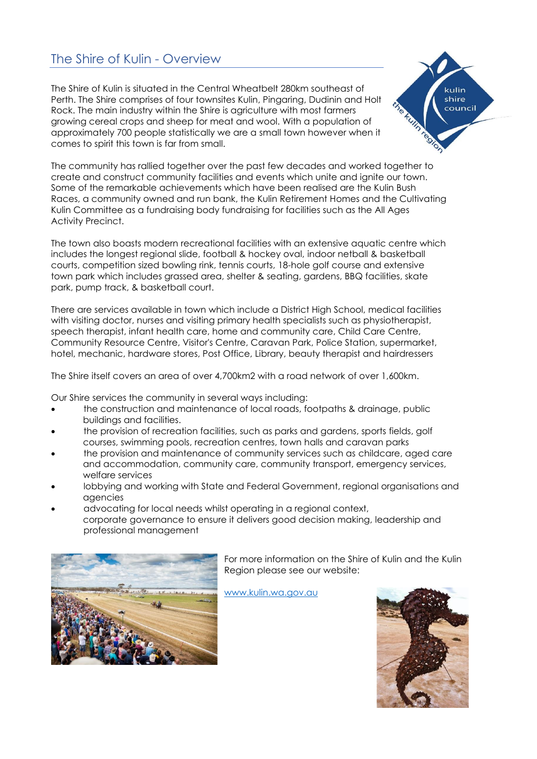# The Shire of Kulin - Overview

The Shire of Kulin is situated in the Central Wheatbelt 280km southeast of Perth. The Shire comprises of four townsites Kulin, Pingaring, Dudinin and Holt Rock. The main industry within the Shire is agriculture with most farmers growing cereal crops and sheep for meat and wool. With a population of approximately 700 people statistically we are a small town however when it comes to spirit this town is far from small.

The community has rallied together over the past few decades and worked together to create and construct community facilities and events which unite and ignite our town. Some of the remarkable achievements which have been realised are the Kulin Bush Races, a community owned and run bank, the Kulin Retirement Homes and the Cultivating Kulin Committee as a fundraising body fundraising for facilities such as the All Ages Activity Precinct.

The town also boasts modern recreational facilities with an extensive aquatic centre which includes the longest regional slide, football & hockey oval, indoor netball & basketball courts, competition sized bowling rink, tennis courts, 18-hole golf course and extensive town park which includes grassed area, shelter & seating, gardens, BBQ facilities, skate park, pump track, & basketball court.

There are services available in town which include a District High School, medical facilities with visiting doctor, nurses and visiting primary health specialists such as physiotherapist, speech therapist, infant health care, home and community care, Child Care Centre, Community Resource Centre, Visitor's Centre, Caravan Park, Police Station, supermarket, hotel, mechanic, hardware stores, Post Office, Library, beauty therapist and hairdressers

The Shire itself covers an area of over 4,700km2 with a road network of over 1,600km.

Our Shire services the community in several ways including:

- the construction and maintenance of local roads, footpaths & drainage, public buildings and facilities.
- the provision of recreation facilities, such as parks and gardens, sports fields, golf courses, swimming pools, recreation centres, town halls and caravan parks
- the provision and maintenance of community services such as childcare, aged care and accommodation, community care, community transport, emergency services, welfare services
- lobbying and working with State and Federal Government, regional organisations and agencies
- advocating for local needs whilst operating in a regional context, corporate governance to ensure it delivers good decision making, leadership and professional management

For more information on the Shire of Kulin and the Kulin Region please see our website:

www.kulin.wa.gov.au